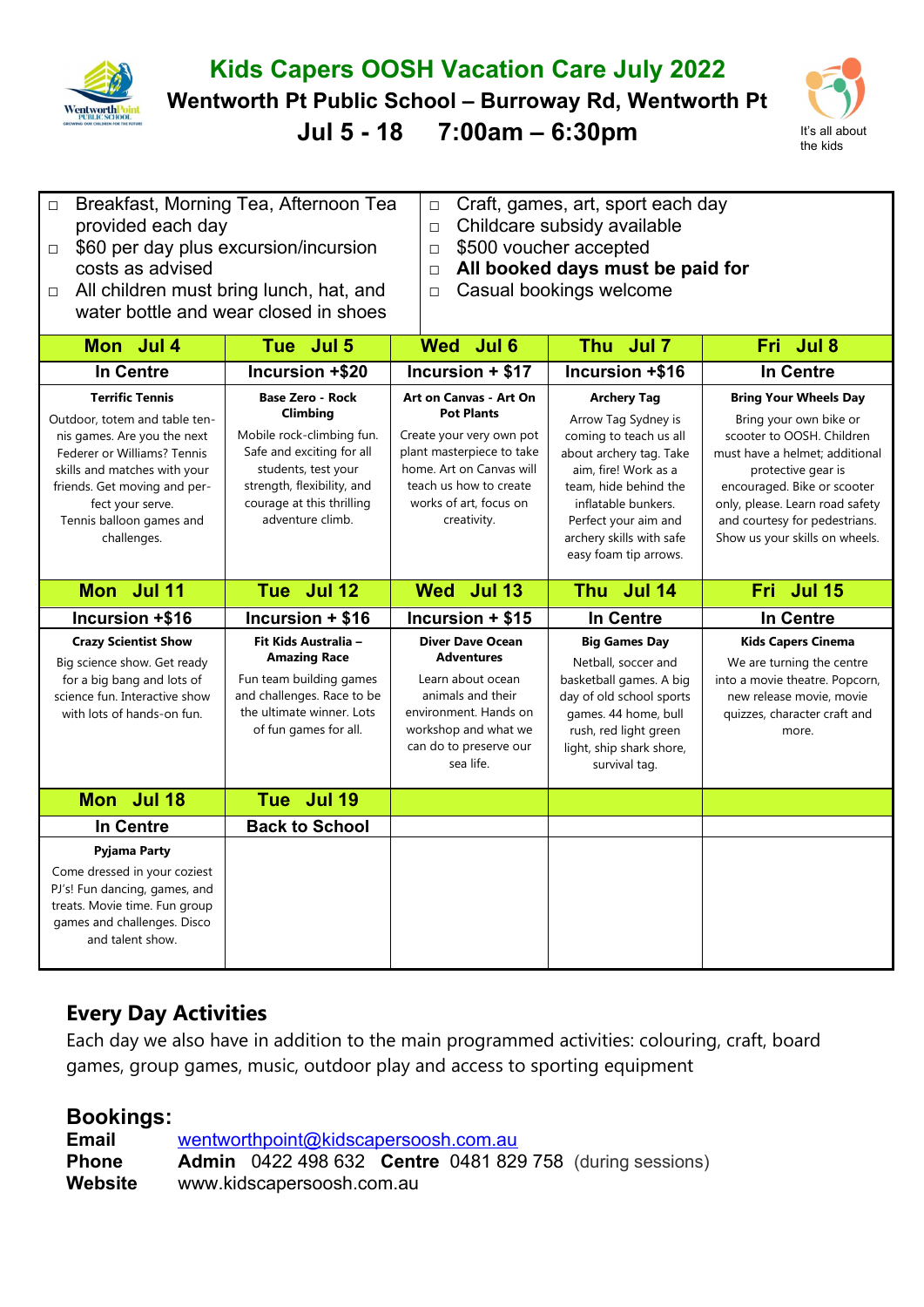# Kids Capers OOSH Vacation Care July 2022

## Wentworth Pt Public School – Burroway Rd, Wentworth Pt

## Jul 5 - 18 7:00am – 6:30pm

It's all about the kids

- Breakfast, Morning Tea, Afternoon Tea provided each day
- $60 per day plus excursion/incursion costs as advised
- All children must bring lunch, hat, and water bottle and wear closed in shoes
- Craft, games, art, sport each day
- Childcare subsidy available
- $500 voucher accepted
- **All booked days must be paid for**
- Casual bookings welcome

| Mon Jul 4 | Tue Jul 5 | Wed Jul 6 | Thu Jul 7 | Fri Jul 8 |
|---|---|---|---|---|
| In Centre | Incursion +$20 | Incursion + $17 | Incursion +$16 | In Centre |
| **Terrific Tennis** Outdoor, totem and table tennis games. Are you the next Federer or Williams? Tennis skills and matches with your friends. Get moving and perfect your serve. Tennis balloon games and challenges. | **Base Zero - Rock Climbing** Mobile rock-climbing fun. Safe and exciting for all students, test your strength, flexibility, and courage at this thrilling adventure climb. | **Art on Canvas - Art On Pot Plants** Create your very own pot plant masterpiece to take home. Art on Canvas will teach us how to create works of art, focus on creativity. | **Archery Tag** Arrow Tag Sydney is coming to teach us all about archery tag. Take aim, fire! Work as a team, hide behind the inflatable bunkers. Perfect your aim and archery skills with safe easy foam tip arrows. | **Bring Your Wheels Day** Bring your own bike or scooter to OOSH. Children must have a helmet; additional protective gear is encouraged. Bike or scooter only, please. Learn road safety and courtesy for pedestrians. Show us your skills on wheels. |
| **Mon Jul 11** | **Tue Jul 12** | **Wed Jul 13** | **Thu Jul 14** | **Fri Jul 15** |
| Incursion +$16 | Incursion + $16 | Incursion + $15 | In Centre | In Centre |
| **Crazy Scientist Show** Big science show. Get ready for a big bang and lots of science fun. Interactive show with lots of hands-on fun. | **Fit Kids Australia – Amazing Race** Fun team building games and challenges. Race to be the ultimate winner. Lots of fun games for all. | **Diver Dave Ocean Adventures** Learn about ocean animals and their environment. Hands on workshop and what we can do to preserve our sea life. | **Big Games Day** Netball, soccer and basketball games. A big day of old school sports games. 44 home, bull rush, red light green light, ship shark shore, survival tag. | **Kids Capers Cinema** We are turning the centre into a movie theatre. Popcorn, new release movie, movie quizzes, character craft and more. |
| **Mon Jul 18** | **Tue Jul 19** | | | |
| In Centre | Back to School | | | |
| **Pyjama Party** Come dressed in your coziest PJ's! Fun dancing, games, and treats. Movie time. Fun group games and challenges. Disco and talent show. | | | | |

## Every Day Activities

Each day we also have in addition to the main programmed activities: colouring, craft, board games, group games, music, outdoor play and access to sporting equipment

## Bookings:

**Email** wentworthpoint@kidscapersoosh.com.au
**Phone** **Admin** 0422 498 632 **Centre** 0481 829 758 (during sessions)
**Website** www.kidscapersoosh.com.au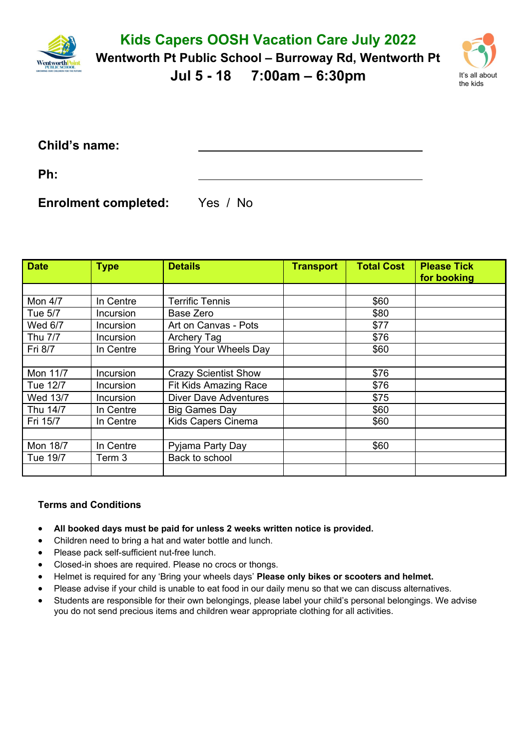# Kids Capers OOSH Vacation Care July 2022

## Wentworth Pt Public School – Burroway Rd, Wentworth Pt

## Jul 5 - 18 7:00am – 6:30pm

It's all about the kids

**Child's name:** ______________________

**Ph:** ______________________

**Enrolment completed:** Yes / No

| Date | Type | Details | Transport | Total Cost | Please Tick for booking |
|---|---|---|---|---|---|
| | | | | | |
| Mon 4/7 | In Centre | Terrific Tennis | | $60 | |
| Tue 5/7 | Incursion | Base Zero | | $80 | |
| Wed 6/7 | Incursion | Art on Canvas - Pots | | $77 | |
| Thu 7/7 | Incursion | Archery Tag | | $76 | |
| Fri 8/7 | In Centre | Bring Your Wheels Day | | $60 | |
| | | | | | |
| Mon 11/7 | Incursion | Crazy Scientist Show | | $76 | |
| Tue 12/7 | Incursion | Fit Kids Amazing Race | | $76 | |
| Wed 13/7 | Incursion | Diver Dave Adventures | | $75 | |
| Thu 14/7 | In Centre | Big Games Day | | $60 | |
| Fri 15/7 | In Centre | Kids Capers Cinema | | $60 | |
| | | | | | |
| Mon 18/7 | In Centre | Pyjama Party Day | | $60 | |
| Tue 19/7 | Term 3 | Back to school | | | |
| | | | | | |

**Terms and Conditions**

- **All booked days must be paid for unless 2 weeks written notice is provided.**
- Children need to bring a hat and water bottle and lunch.
- Please pack self-sufficient nut-free lunch.
- Closed-in shoes are required. Please no crocs or thongs.
- Helmet is required for any 'Bring your wheels days' **Please only bikes or scooters and helmet.**
- Please advise if your child is unable to eat food in our daily menu so that we can discuss alternatives.
- Students are responsible for their own belongings, please label your child's personal belongings. We advise you do not send precious items and children wear appropriate clothing for all activities.